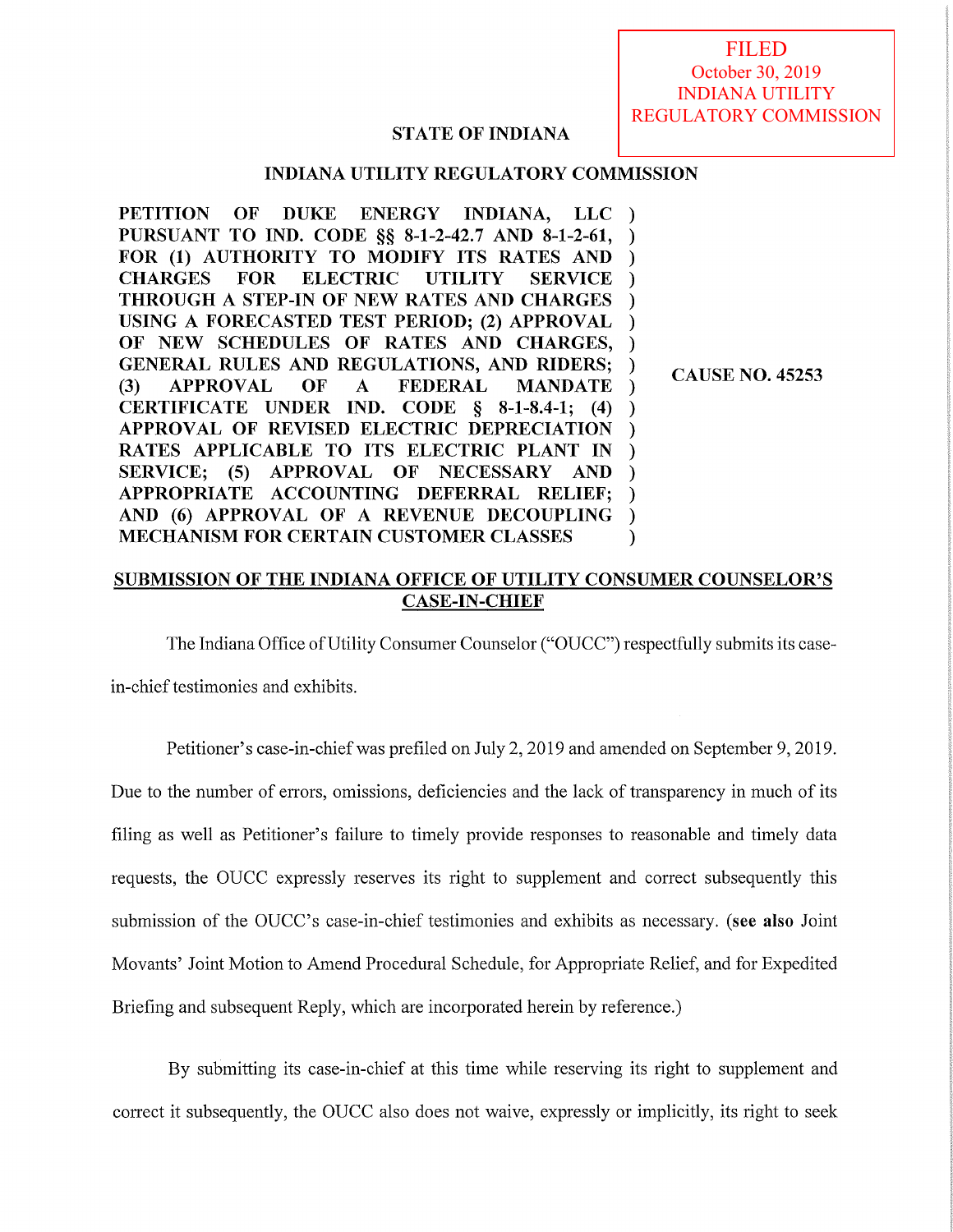FILED
October 30, 2019
INDIANA UTILITY
REGULATORY COMMISSION

**STATE OF INDIANA**

**INDIANA UTILITY REGULATORY COMMISSION**

| | |
|---|---|
| **PETITION OF DUKE ENERGY INDIANA, LLC PURSUANT TO IND. CODE §§ 8-1-2-42.7 AND 8-1-2-61, FOR (1) AUTHORITY TO MODIFY ITS RATES AND CHARGES FOR ELECTRIC UTILITY SERVICE THROUGH A STEP-IN OF NEW RATES AND CHARGES USING A FORECASTED TEST PERIOD; (2) APPROVAL OF NEW SCHEDULES OF RATES AND CHARGES, GENERAL RULES AND REGULATIONS, AND RIDERS; (3) APPROVAL OF A FEDERAL MANDATE CERTIFICATE UNDER IND. CODE § 8-1-8.4-1; (4) APPROVAL OF REVISED ELECTRIC DEPRECIATION RATES APPLICABLE TO ITS ELECTRIC PLANT IN SERVICE; (5) APPROVAL OF NECESSARY AND APPROPRIATE ACCOUNTING DEFERRAL RELIEF; AND (6) APPROVAL OF A REVENUE DECOUPLING MECHANISM FOR CERTAIN CUSTOMER CLASSES** | **CAUSE NO. 45253** |

## SUBMISSION OF THE INDIANA OFFICE OF UTILITY CONSUMER COUNSELOR'S CASE-IN-CHIEF

The Indiana Office of Utility Consumer Counselor ("OUCC") respectfully submits its case-in-chief testimonies and exhibits.

Petitioner's case-in-chief was prefiled on July 2, 2019 and amended on September 9, 2019. Due to the number of errors, omissions, deficiencies and the lack of transparency in much of its filing as well as Petitioner's failure to timely provide responses to reasonable and timely data requests, the OUCC expressly reserves its right to supplement and correct subsequently this submission of the OUCC's case-in-chief testimonies and exhibits as necessary. (**see also** Joint Movants' Joint Motion to Amend Procedural Schedule, for Appropriate Relief, and for Expedited Briefing and subsequent Reply, which are incorporated herein by reference.)

By submitting its case-in-chief at this time while reserving its right to supplement and correct it subsequently, the OUCC also does not waive, expressly or implicitly, its right to seek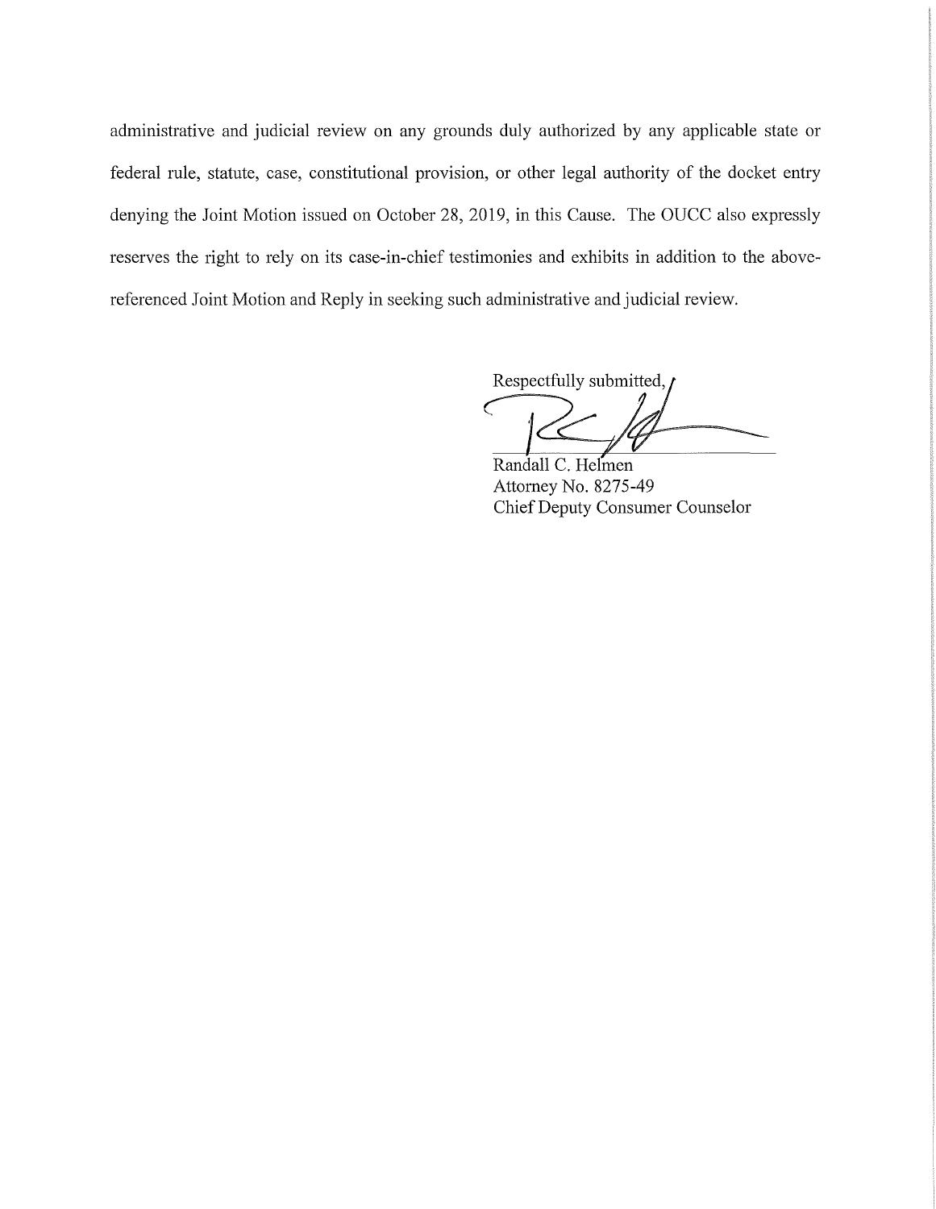administrative and judicial review on any grounds duly authorized by any applicable state or federal rule, statute, case, constitutional provision, or other legal authority of the docket entry denying the Joint Motion issued on October 28, 2019, in this Cause. The OUCC also expressly reserves the right to rely on its case-in-chief testimonies and exhibits in addition to the above-referenced Joint Motion and Reply in seeking such administrative and judicial review.

Respectfully submitted,

Randall C. Helmen
Attorney No. 8275-49
Chief Deputy Consumer Counselor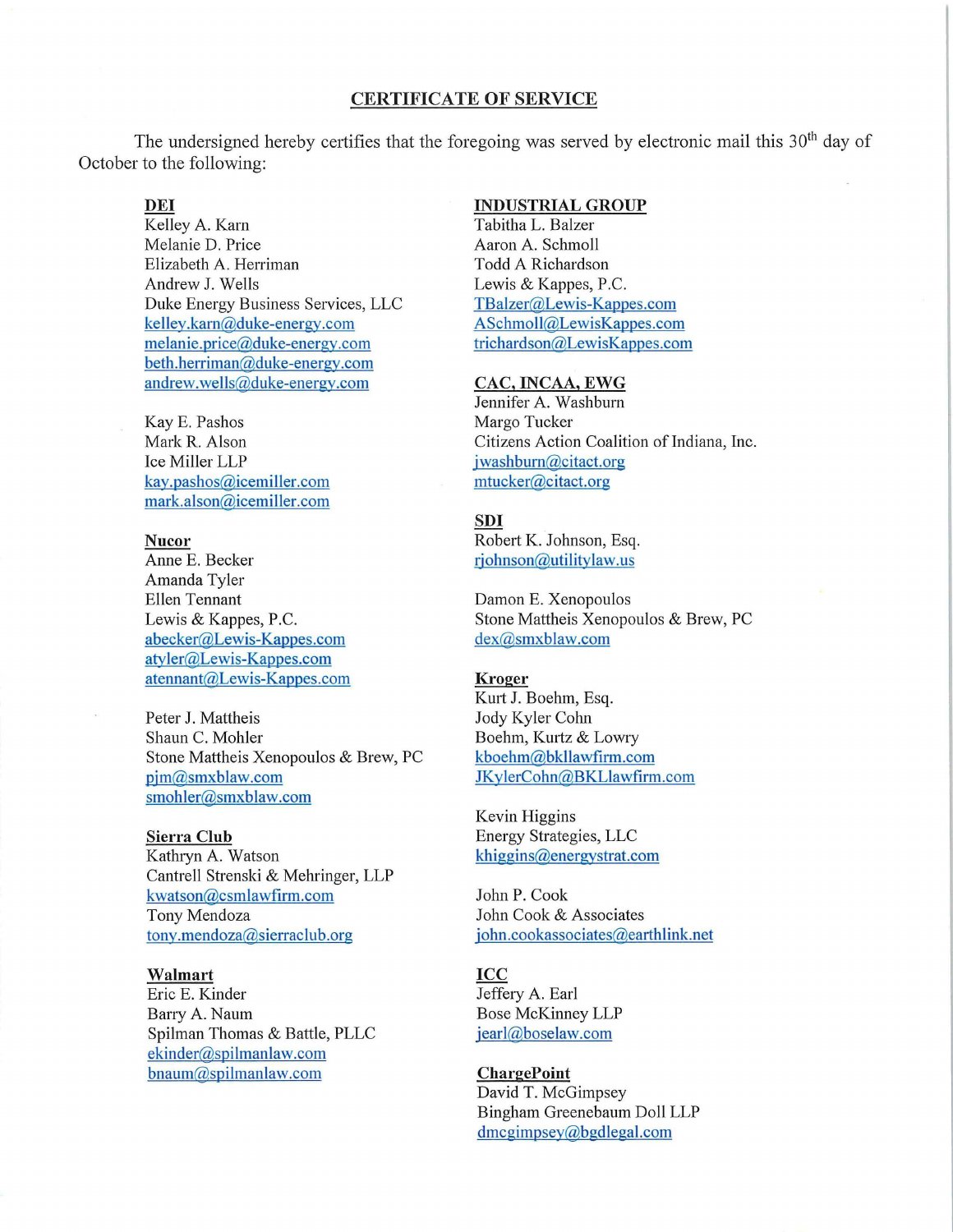## CERTIFICATE OF SERVICE

The undersigned hereby certifies that the foregoing was served by electronic mail this 30th day of October to the following:

**DEI**
Kelley A. Karn
Melanie D. Price
Elizabeth A. Herriman
Andrew J. Wells
Duke Energy Business Services, LLC
kelley.karn@duke-energy.com
melanie.price@duke-energy.com
beth.herriman@duke-energy.com
andrew.wells@duke-energy.com

Kay E. Pashos
Mark R. Alson
Ice Miller LLP
kay.pashos@icemiller.com
mark.alson@icemiller.com

**Nucor**
Anne E. Becker
Amanda Tyler
Ellen Tennant
Lewis & Kappes, P.C.
abecker@Lewis-Kappes.com
atyler@Lewis-Kappes.com
atennant@Lewis-Kappes.com

Peter J. Mattheis
Shaun C. Mohler
Stone Mattheis Xenopoulos & Brew, PC
pjm@smxblaw.com
smohler@smxblaw.com

**Sierra Club**
Kathryn A. Watson
Cantrell Strenski & Mehringer, LLP
kwatson@csmlawfirm.com
Tony Mendoza
tony.mendoza@sierraclub.org

**Walmart**
Eric E. Kinder
Barry A. Naum
Spilman Thomas & Battle, PLLC
ekinder@spilmanlaw.com
bnaum@spilmanlaw.com

**INDUSTRIAL GROUP**
Tabitha L. Balzer
Aaron A. Schmoll
Todd A Richardson
Lewis & Kappes, P.C.
TBalzer@Lewis-Kappes.com
ASchmoll@LewisKappes.com
trichardson@LewisKappes.com

**CAC, INCAA, EWG**
Jennifer A. Washburn
Margo Tucker
Citizens Action Coalition of Indiana, Inc.
jwashburn@citact.org
mtucker@citact.org

**SDI**
Robert K. Johnson, Esq.
rjohnson@utilitylaw.us

Damon E. Xenopoulos
Stone Mattheis Xenopoulos & Brew, PC
dex@smxblaw.com

**Kroger**
Kurt J. Boehm, Esq.
Jody Kyler Cohn
Boehm, Kurtz & Lowry
kboehm@bkllawfirm.com
JKylerCohn@BKLlawfirm.com

Kevin Higgins
Energy Strategies, LLC
khiggins@energystrat.com

John P. Cook
John Cook & Associates
john.cookassociates@earthlink.net

**ICC**
Jeffery A. Earl
Bose McKinney LLP
jearl@boselaw.com

**ChargePoint**
David T. McGimpsey
Bingham Greenebaum Doll LLP
dmcgimpsey@bgdlegal.com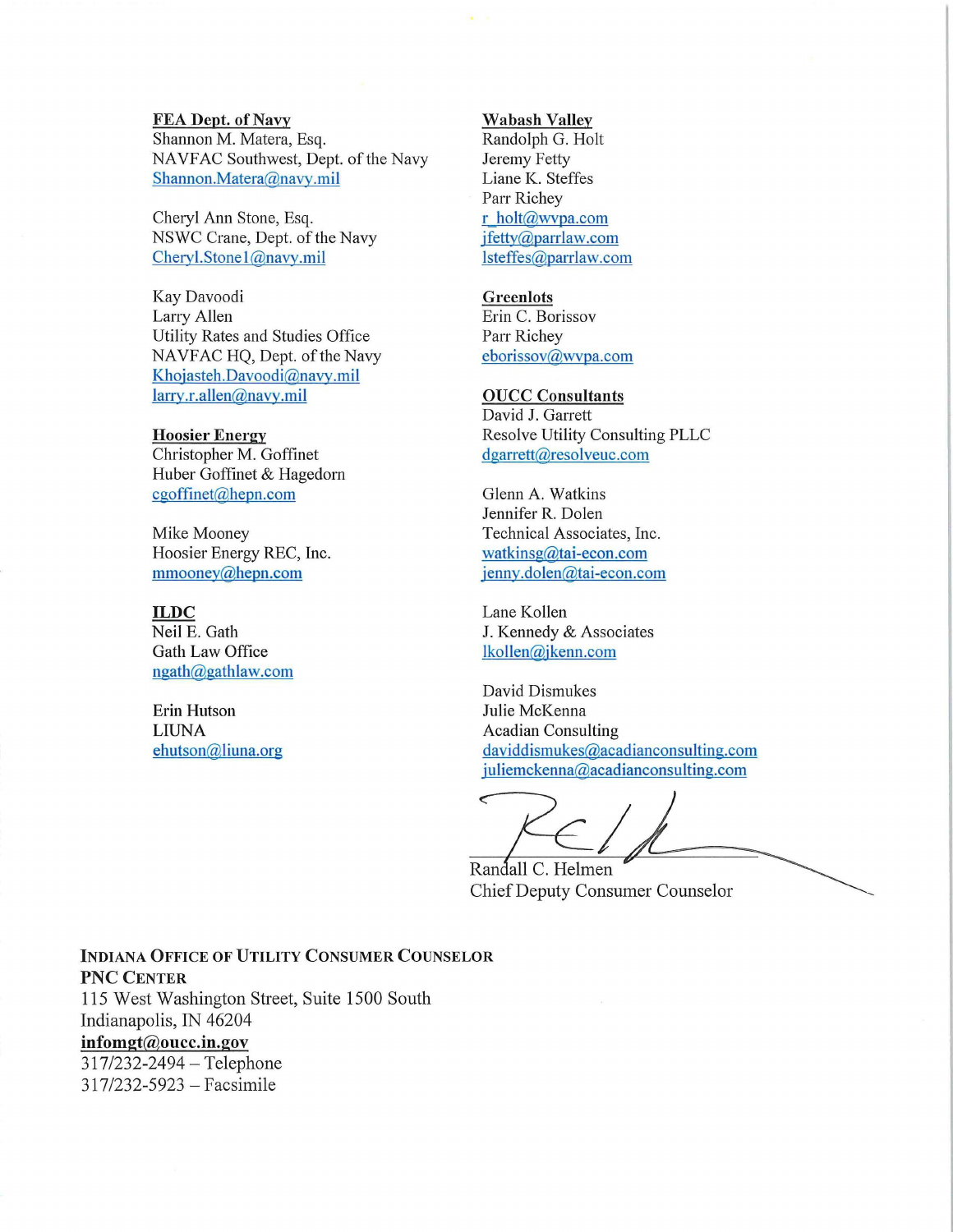**FEA Dept. of Navy**
Shannon M. Matera, Esq.
NAVFAC Southwest, Dept. of the Navy
Shannon.Matera@navy.mil

Cheryl Ann Stone, Esq.
NSWC Crane, Dept. of the Navy
Cheryl.Stone1@navy.mil

Kay Davoodi
Larry Allen
Utility Rates and Studies Office
NAVFAC HQ, Dept. of the Navy
Khojasteh.Davoodi@navy.mil
larry.r.allen@navy.mil

**Hoosier Energy**
Christopher M. Goffinet
Huber Goffinet & Hagedorn
cgoffinet@hepn.com

Mike Mooney
Hoosier Energy REC, Inc.
mmooney@hepn.com

**ILDC**
Neil E. Gath
Gath Law Office
ngath@gathlaw.com

Erin Hutson
LIUNA
ehutson@liuna.org

**Wabash Valley**
Randolph G. Holt
Jeremy Fetty
Liane K. Steffes
Parr Richey
r_holt@wvpa.com
jfetty@parrlaw.com
lsteffes@parrlaw.com

**Greenlots**
Erin C. Borissov
Parr Richey
eborissov@wvpa.com

**OUCC Consultants**
David J. Garrett
Resolve Utility Consulting PLLC
dgarrett@resolveuc.com

Glenn A. Watkins
Jennifer R. Dolen
Technical Associates, Inc.
watkinsg@tai-econ.com
jenny.dolen@tai-econ.com

Lane Kollen
J. Kennedy & Associates
lkollen@jkenn.com

David Dismukes
Julie McKenna
Acadian Consulting
daviddismukes@acadianconsulting.com
juliemckenna@acadianconsulting.com

Randall C. Helmen
Chief Deputy Consumer Counselor

**INDIANA OFFICE OF UTILITY CONSUMER COUNSELOR**
**PNC CENTER**
115 West Washington Street, Suite 1500 South
Indianapolis, IN 46204
**infomgt@oucc.in.gov**
317/232-2494 – Telephone
317/232-5923 – Facsimile